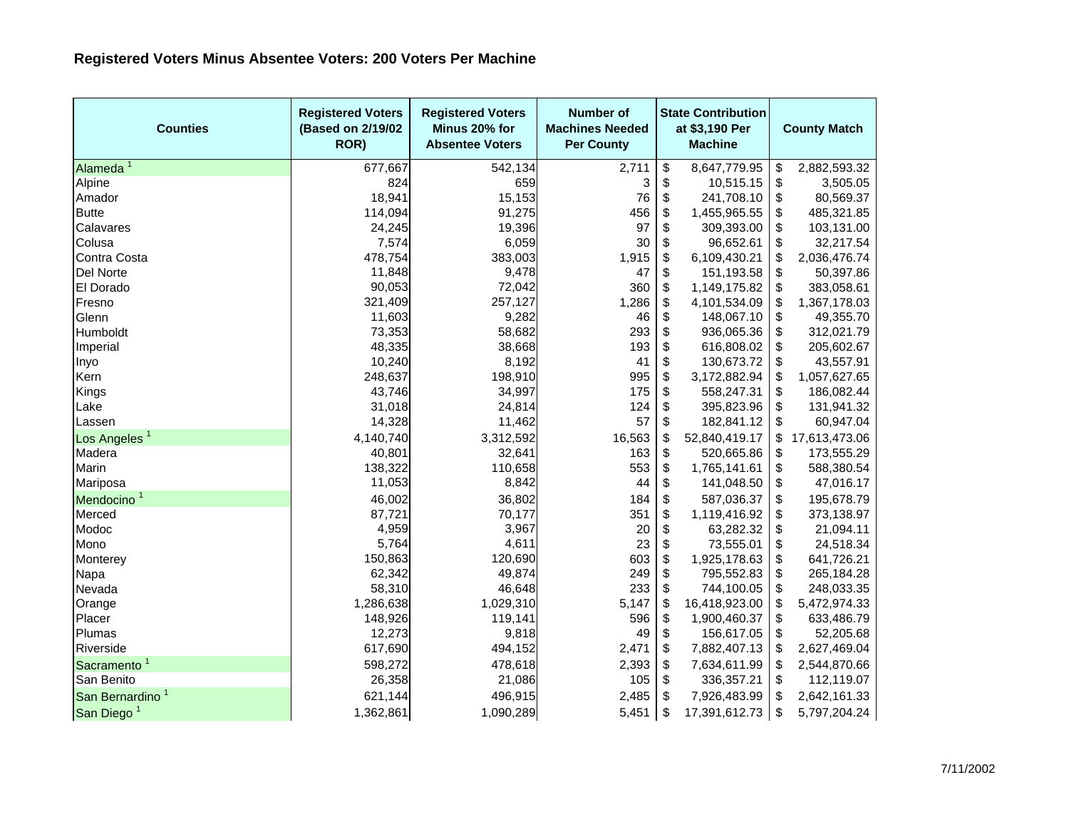## Registered Voters Minus Absentee Voters: 200 Voters Per Machine

| Counties | Registered Voters (Based on 2/19/02 ROR) | Registered Voters Minus 20% for Absentee Voters | Number of Machines Needed Per County | State Contribution at $3,190 Per Machine | County Match |
|---|---|---|---|---|---|
| Alameda [1] | 677,667 | 542,134 | 2,711 | $ 8,647,779.95 | $ 2,882,593.32 |
| Alpine | 824 | 659 | 3 | $ 10,515.15 | $ 3,505.05 |
| Amador | 18,941 | 15,153 | 76 | $ 241,708.10 | $ 80,569.37 |
| Butte | 114,094 | 91,275 | 456 | $ 1,455,965.55 | $ 485,321.85 |
| Calavares | 24,245 | 19,396 | 97 | $ 309,393.00 | $ 103,131.00 |
| Colusa | 7,574 | 6,059 | 30 | $ 96,652.61 | $ 32,217.54 |
| Contra Costa | 478,754 | 383,003 | 1,915 | $ 6,109,430.21 | $ 2,036,476.74 |
| Del Norte | 11,848 | 9,478 | 47 | $ 151,193.58 | $ 50,397.86 |
| El Dorado | 90,053 | 72,042 | 360 | $ 1,149,175.82 | $ 383,058.61 |
| Fresno | 321,409 | 257,127 | 1,286 | $ 4,101,534.09 | $ 1,367,178.03 |
| Glenn | 11,603 | 9,282 | 46 | $ 148,067.10 | $ 49,355.70 |
| Humboldt | 73,353 | 58,682 | 293 | $ 936,065.36 | $ 312,021.79 |
| Imperial | 48,335 | 38,668 | 193 | $ 616,808.02 | $ 205,602.67 |
| Inyo | 10,240 | 8,192 | 41 | $ 130,673.72 | $ 43,557.91 |
| Kern | 248,637 | 198,910 | 995 | $ 3,172,882.94 | $ 1,057,627.65 |
| Kings | 43,746 | 34,997 | 175 | $ 558,247.31 | $ 186,082.44 |
| Lake | 31,018 | 24,814 | 124 | $ 395,823.96 | $ 131,941.32 |
| Lassen | 14,328 | 11,462 | 57 | $ 182,841.12 | $ 60,947.04 |
| Los Angeles [1] | 4,140,740 | 3,312,592 | 16,563 | $ 52,840,419.17 | $ 17,613,473.06 |
| Madera | 40,801 | 32,641 | 163 | $ 520,665.86 | $ 173,555.29 |
| Marin | 138,322 | 110,658 | 553 | $ 1,765,141.61 | $ 588,380.54 |
| Mariposa | 11,053 | 8,842 | 44 | $ 141,048.50 | $ 47,016.17 |
| Mendocino [1] | 46,002 | 36,802 | 184 | $ 587,036.37 | $ 195,678.79 |
| Merced | 87,721 | 70,177 | 351 | $ 1,119,416.92 | $ 373,138.97 |
| Modoc | 4,959 | 3,967 | 20 | $ 63,282.32 | $ 21,094.11 |
| Mono | 5,764 | 4,611 | 23 | $ 73,555.01 | $ 24,518.34 |
| Monterey | 150,863 | 120,690 | 603 | $ 1,925,178.63 | $ 641,726.21 |
| Napa | 62,342 | 49,874 | 249 | $ 795,552.83 | $ 265,184.28 |
| Nevada | 58,310 | 46,648 | 233 | $ 744,100.05 | $ 248,033.35 |
| Orange | 1,286,638 | 1,029,310 | 5,147 | $ 16,418,923.00 | $ 5,472,974.33 |
| Placer | 148,926 | 119,141 | 596 | $ 1,900,460.37 | $ 633,486.79 |
| Plumas | 12,273 | 9,818 | 49 | $ 156,617.05 | $ 52,205.68 |
| Riverside | 617,690 | 494,152 | 2,471 | $ 7,882,407.13 | $ 2,627,469.04 |
| Sacramento [1] | 598,272 | 478,618 | 2,393 | $ 7,634,611.99 | $ 2,544,870.66 |
| San Benito | 26,358 | 21,086 | 105 | $ 336,357.21 | $ 112,119.07 |
| San Bernardino [1] | 621,144 | 496,915 | 2,485 | $ 7,926,483.99 | $ 2,642,161.33 |
| San Diego [1] | 1,362,861 | 1,090,289 | 5,451 | $ 17,391,612.73 | $ 5,797,204.24 |

7/11/2002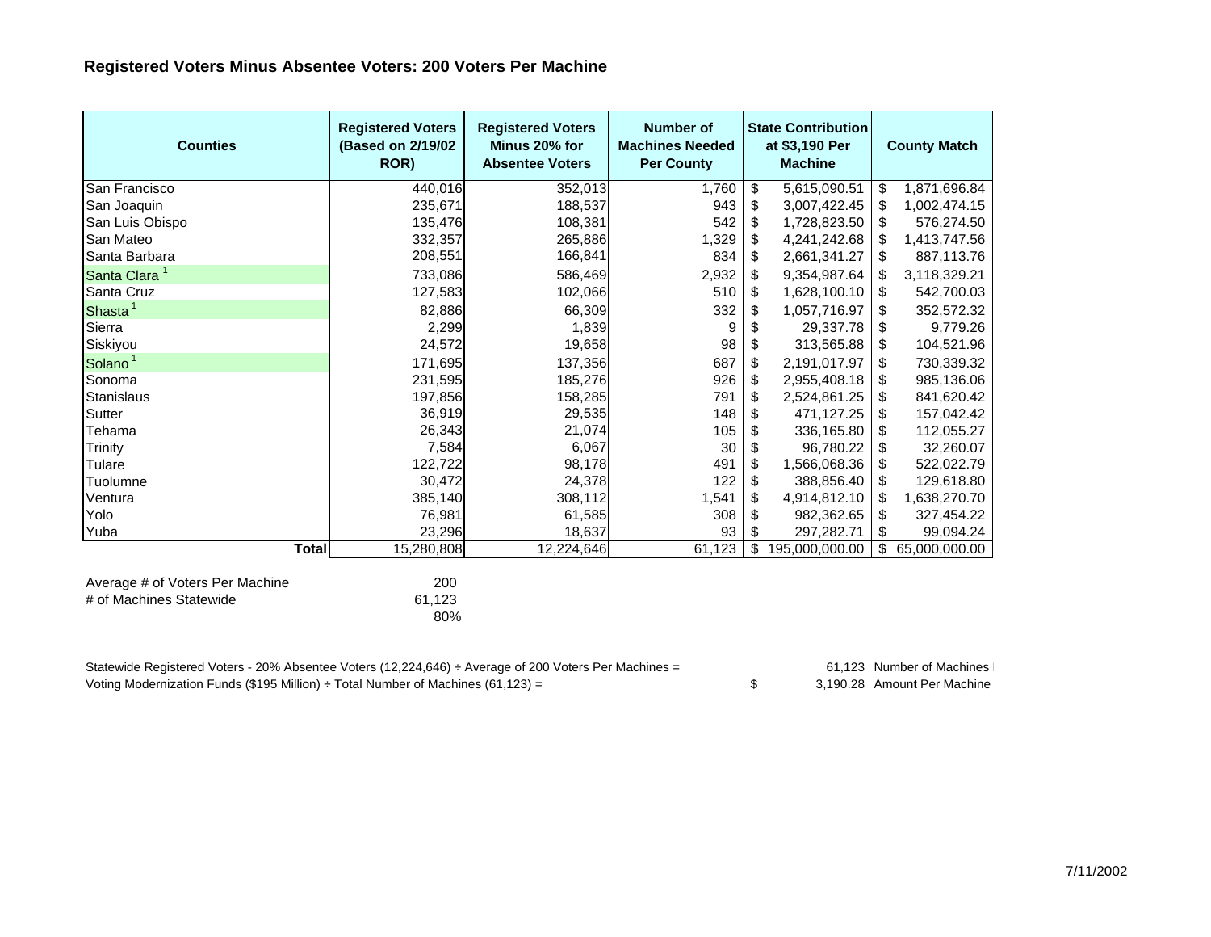## Registered Voters Minus Absentee Voters: 200 Voters Per Machine

| Counties | Registered Voters (Based on 2/19/02 ROR) | Registered Voters Minus 20% for Absentee Voters | Number of Machines Needed Per County | State Contribution at $3,190 Per Machine | County Match |
|---|---|---|---|---|---|
| San Francisco | 440,016 | 352,013 | 1,760 | $ 5,615,090.51 | $ 1,871,696.84 |
| San Joaquin | 235,671 | 188,537 | 943 | $ 3,007,422.45 | $ 1,002,474.15 |
| San Luis Obispo | 135,476 | 108,381 | 542 | $ 1,728,823.50 | $ 576,274.50 |
| San Mateo | 332,357 | 265,886 | 1,329 | $ 4,241,242.68 | $ 1,413,747.56 |
| Santa Barbara | 208,551 | 166,841 | 834 | $ 2,661,341.27 | $ 887,113.76 |
| Santa Clara [1] | 733,086 | 586,469 | 2,932 | $ 9,354,987.64 | $ 3,118,329.21 |
| Santa Cruz | 127,583 | 102,066 | 510 | $ 1,628,100.10 | $ 542,700.03 |
| Shasta [1] | 82,886 | 66,309 | 332 | $ 1,057,716.97 | $ 352,572.32 |
| Sierra | 2,299 | 1,839 | 9 | $ 29,337.78 | $ 9,779.26 |
| Siskiyou | 24,572 | 19,658 | 98 | $ 313,565.88 | $ 104,521.96 |
| Solano [1] | 171,695 | 137,356 | 687 | $ 2,191,017.97 | $ 730,339.32 |
| Sonoma | 231,595 | 185,276 | 926 | $ 2,955,408.18 | $ 985,136.06 |
| Stanislaus | 197,856 | 158,285 | 791 | $ 2,524,861.25 | $ 841,620.42 |
| Sutter | 36,919 | 29,535 | 148 | $ 471,127.25 | $ 157,042.42 |
| Tehama | 26,343 | 21,074 | 105 | $ 336,165.80 | $ 112,055.27 |
| Trinity | 7,584 | 6,067 | 30 | $ 96,780.22 | $ 32,260.07 |
| Tulare | 122,722 | 98,178 | 491 | $ 1,566,068.36 | $ 522,022.79 |
| Tuolumne | 30,472 | 24,378 | 122 | $ 388,856.40 | $ 129,618.80 |
| Ventura | 385,140 | 308,112 | 1,541 | $ 4,914,812.10 | $ 1,638,270.70 |
| Yolo | 76,981 | 61,585 | 308 | $ 982,362.65 | $ 327,454.22 |
| Yuba | 23,296 | 18,637 | 93 | $ 297,282.71 | $ 99,094.24 |
| **Total** | 15,280,808 | 12,224,646 | 61,123 | $ 195,000,000.00 | $ 65,000,000.00 |

| | |
|---|---|
| Average # of Voters Per Machine | 200 |
| # of Machines Statewide | 61,123 |
| | 80% |

Statewide Registered Voters - 20% Absentee Voters (12,224,646) ÷ Average of 200 Voters Per Machines = 61,123 Number of Machines

Voting Modernization Funds ($195 Million) ÷ Total Number of Machines (61,123) = $ 3,190.28 Amount Per Machine

7/11/2002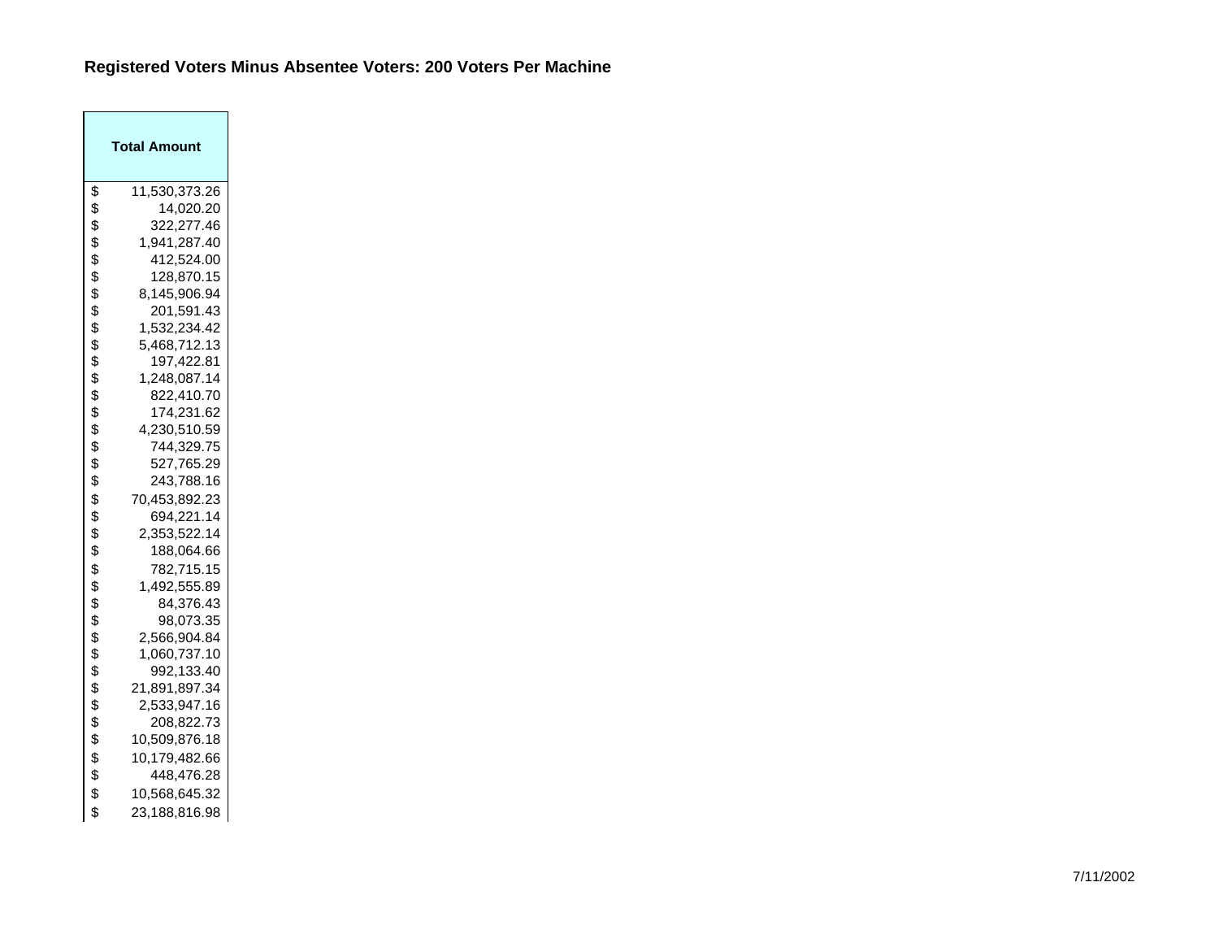**Registered Voters Minus Absentee Voters: 200 Voters Per Machine**

| Total Amount |
|---|
| $ 11,530,373.26 |
| $ 14,020.20 |
| $ 322,277.46 |
| $ 1,941,287.40 |
| $ 412,524.00 |
| $ 128,870.15 |
| $ 8,145,906.94 |
| $ 201,591.43 |
| $ 1,532,234.42 |
| $ 5,468,712.13 |
| $ 197,422.81 |
| $ 1,248,087.14 |
| $ 822,410.70 |
| $ 174,231.62 |
| $ 4,230,510.59 |
| $ 744,329.75 |
| $ 527,765.29 |
| $ 243,788.16 |
| $ 70,453,892.23 |
| $ 694,221.14 |
| $ 2,353,522.14 |
| $ 188,064.66 |
| $ 782,715.15 |
| $ 1,492,555.89 |
| $ 84,376.43 |
| $ 98,073.35 |
| $ 2,566,904.84 |
| $ 1,060,737.10 |
| $ 992,133.40 |
| $ 21,891,897.34 |
| $ 2,533,947.16 |
| $ 208,822.73 |
| $ 10,509,876.18 |
| $ 10,179,482.66 |
| $ 448,476.28 |
| $ 10,568,645.32 |
| $ 23,188,816.98 |

7/11/2002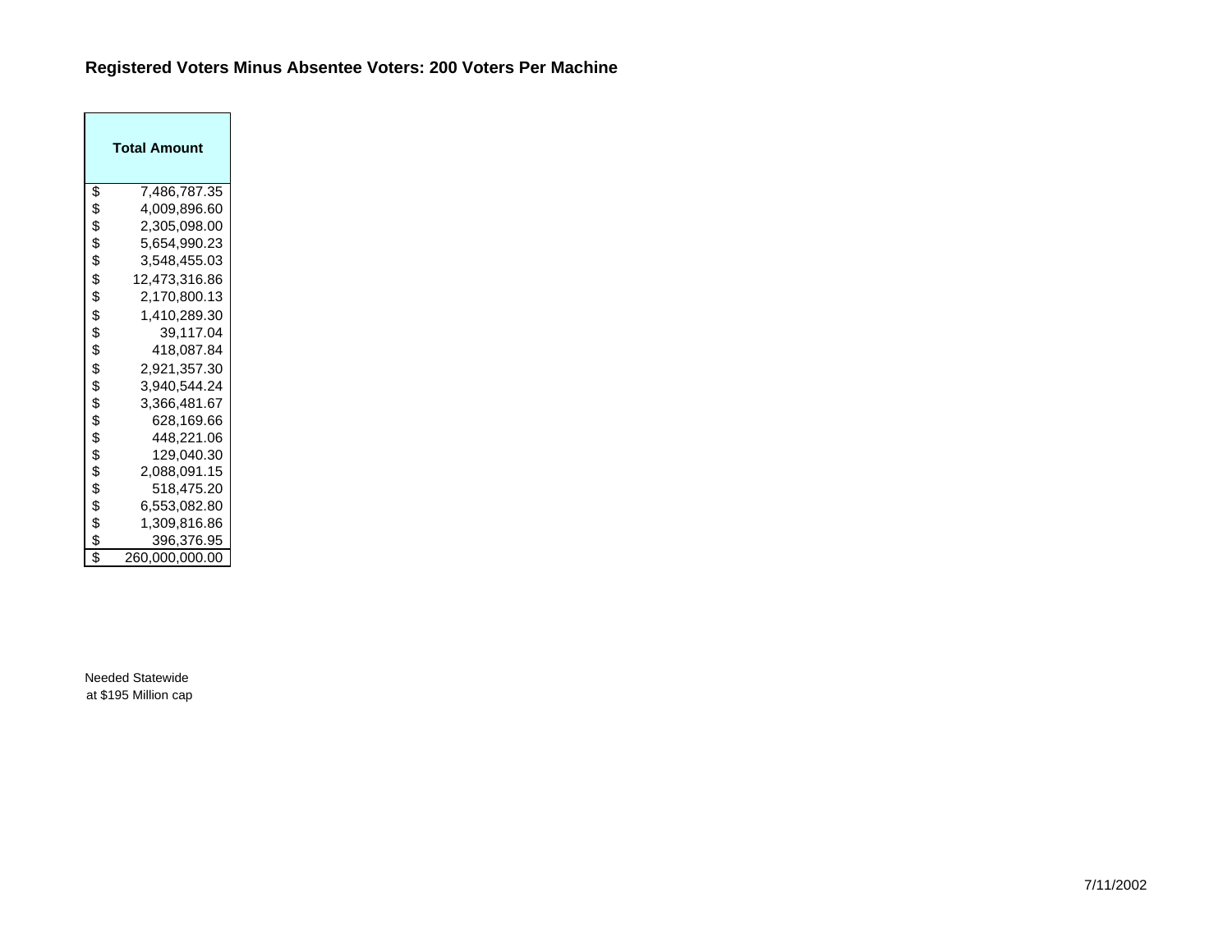**Registered Voters Minus Absentee Voters: 200 Voters Per Machine**

| Total Amount |
|---|
| $ 7,486,787.35 |
| $ 4,009,896.60 |
| $ 2,305,098.00 |
| $ 5,654,990.23 |
| $ 3,548,455.03 |
| $ 12,473,316.86 |
| $ 2,170,800.13 |
| $ 1,410,289.30 |
| $ 39,117.04 |
| $ 418,087.84 |
| $ 2,921,357.30 |
| $ 3,940,544.24 |
| $ 3,366,481.67 |
| $ 628,169.66 |
| $ 448,221.06 |
| $ 129,040.30 |
| $ 2,088,091.15 |
| $ 518,475.20 |
| $ 6,553,082.80 |
| $ 1,309,816.86 |
| $ 396,376.95 |
| $ 260,000,000.00 |

Needed Statewide
at $195 Million cap

7/11/2002